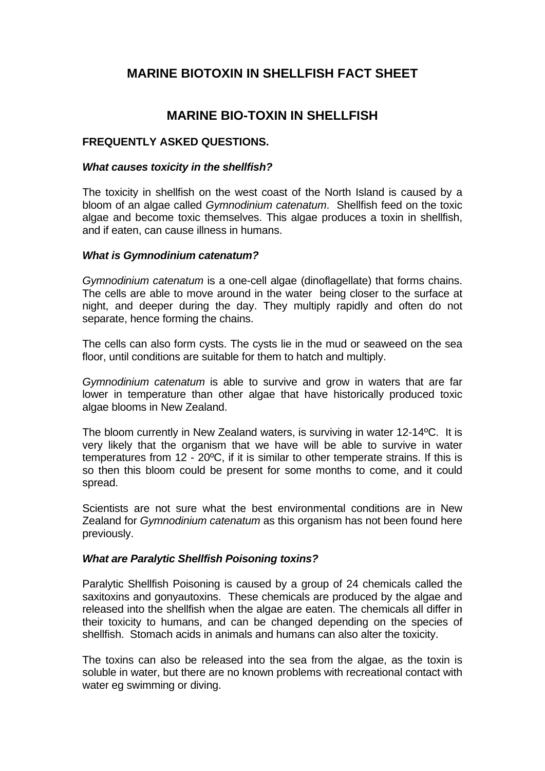# MARINE BIOTOXIN IN SHELLFISH FACT SHEET

## MARINE BIO-TOXIN IN SHELLFISH

### FREQUENTLY ASKED QUESTIONS.

***What causes toxicity in the shellfish?***

The toxicity in shellfish on the west coast of the North Island is caused by a bloom of an algae called *Gymnodinium catenatum*. Shellfish feed on the toxic algae and become toxic themselves. This algae produces a toxin in shellfish, and if eaten, can cause illness in humans.

***What is Gymnodinium catenatum?***

*Gymnodinium catenatum* is a one-cell algae (dinoflagellate) that forms chains. The cells are able to move around in the water being closer to the surface at night, and deeper during the day. They multiply rapidly and often do not separate, hence forming the chains.

The cells can also form cysts. The cysts lie in the mud or seaweed on the sea floor, until conditions are suitable for them to hatch and multiply.

*Gymnodinium catenatum* is able to survive and grow in waters that are far lower in temperature than other algae that have historically produced toxic algae blooms in New Zealand.

The bloom currently in New Zealand waters, is surviving in water 12-14ºC. It is very likely that the organism that we have will be able to survive in water temperatures from 12 - 20ºC, if it is similar to other temperate strains. If this is so then this bloom could be present for some months to come, and it could spread.

Scientists are not sure what the best environmental conditions are in New Zealand for *Gymnodinium catenatum* as this organism has not been found here previously.

***What are Paralytic Shellfish Poisoning toxins?***

Paralytic Shellfish Poisoning is caused by a group of 24 chemicals called the saxitoxins and gonyautoxins. These chemicals are produced by the algae and released into the shellfish when the algae are eaten. The chemicals all differ in their toxicity to humans, and can be changed depending on the species of shellfish. Stomach acids in animals and humans can also alter the toxicity.

The toxins can also be released into the sea from the algae, as the toxin is soluble in water, but there are no known problems with recreational contact with water eg swimming or diving.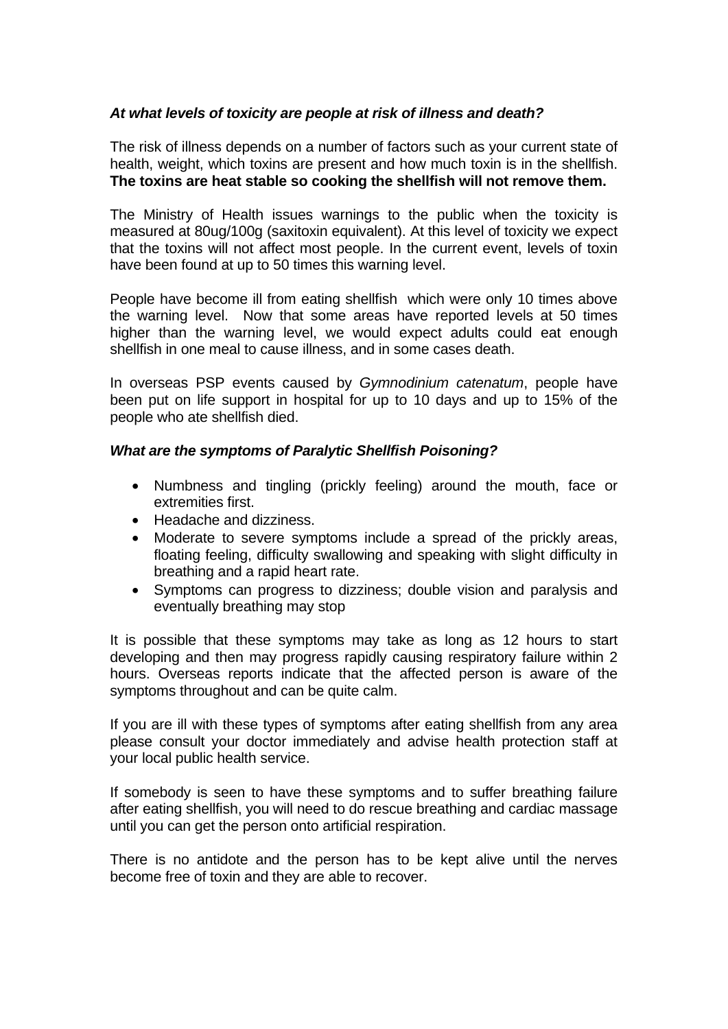*At what levels of toxicity are people at risk of illness and death?*

The risk of illness depends on a number of factors such as your current state of health, weight, which toxins are present and how much toxin is in the shellfish. **The toxins are heat stable so cooking the shellfish will not remove them.**

The Ministry of Health issues warnings to the public when the toxicity is measured at 80ug/100g (saxitoxin equivalent). At this level of toxicity we expect that the toxins will not affect most people. In the current event, levels of toxin have been found at up to 50 times this warning level.

People have become ill from eating shellfish which were only 10 times above the warning level. Now that some areas have reported levels at 50 times higher than the warning level, we would expect adults could eat enough shellfish in one meal to cause illness, and in some cases death.

In overseas PSP events caused by *Gymnodinium catenatum*, people have been put on life support in hospital for up to 10 days and up to 15% of the people who ate shellfish died.

*What are the symptoms of Paralytic Shellfish Poisoning?*

- Numbness and tingling (prickly feeling) around the mouth, face or extremities first.
- Headache and dizziness.
- Moderate to severe symptoms include a spread of the prickly areas, floating feeling, difficulty swallowing and speaking with slight difficulty in breathing and a rapid heart rate.
- Symptoms can progress to dizziness; double vision and paralysis and eventually breathing may stop

It is possible that these symptoms may take as long as 12 hours to start developing and then may progress rapidly causing respiratory failure within 2 hours. Overseas reports indicate that the affected person is aware of the symptoms throughout and can be quite calm.

If you are ill with these types of symptoms after eating shellfish from any area please consult your doctor immediately and advise health protection staff at your local public health service.

If somebody is seen to have these symptoms and to suffer breathing failure after eating shellfish, you will need to do rescue breathing and cardiac massage until you can get the person onto artificial respiration.

There is no antidote and the person has to be kept alive until the nerves become free of toxin and they are able to recover.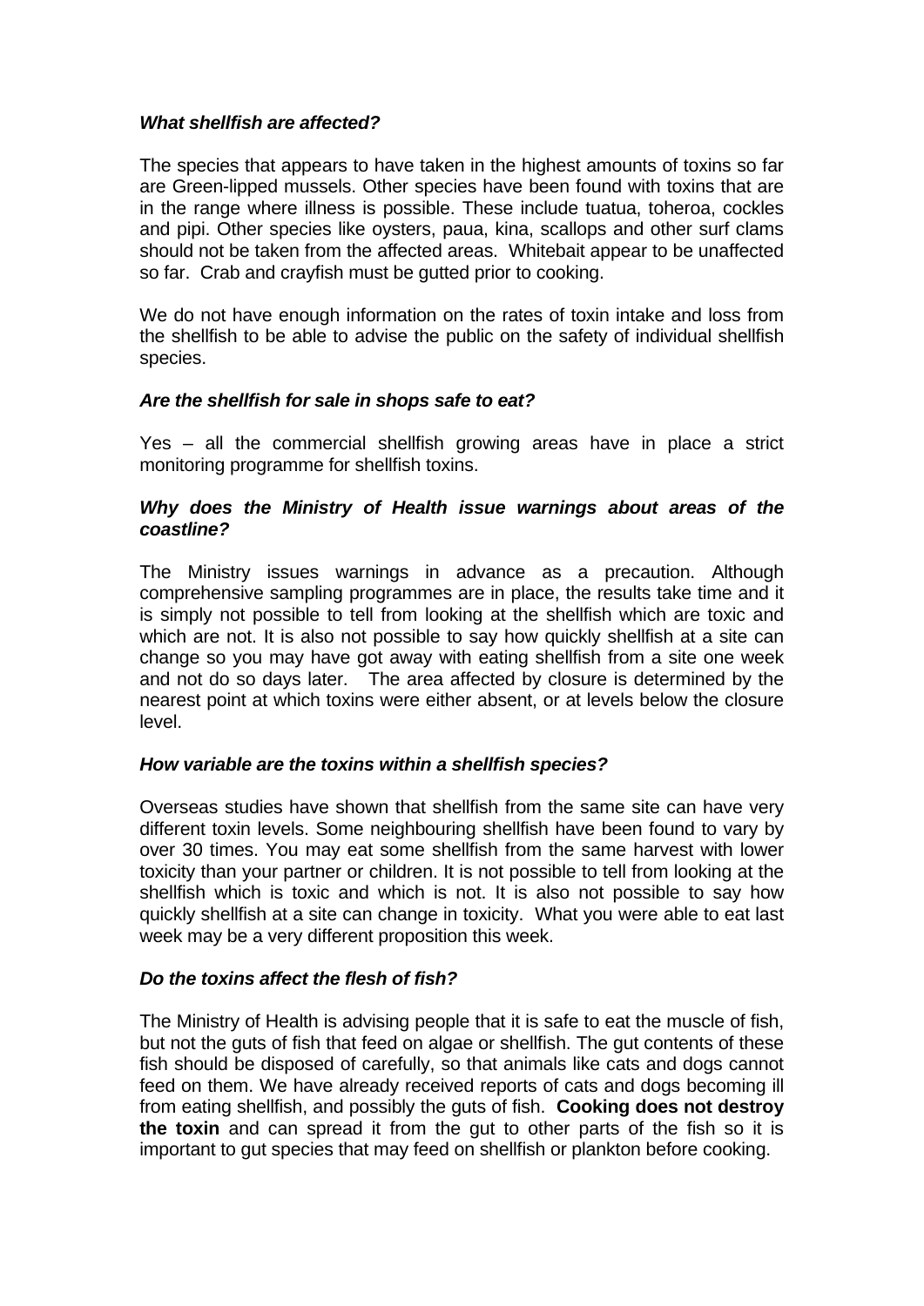### *What shellfish are affected?*

The species that appears to have taken in the highest amounts of toxins so far are Green-lipped mussels. Other species have been found with toxins that are in the range where illness is possible. These include tuatua, toheroa, cockles and pipi. Other species like oysters, paua, kina, scallops and other surf clams should not be taken from the affected areas. Whitebait appear to be unaffected so far. Crab and crayfish must be gutted prior to cooking.

We do not have enough information on the rates of toxin intake and loss from the shellfish to be able to advise the public on the safety of individual shellfish species.

### *Are the shellfish for sale in shops safe to eat?*

Yes – all the commercial shellfish growing areas have in place a strict monitoring programme for shellfish toxins.

### *Why does the Ministry of Health issue warnings about areas of the coastline?*

The Ministry issues warnings in advance as a precaution. Although comprehensive sampling programmes are in place, the results take time and it is simply not possible to tell from looking at the shellfish which are toxic and which are not. It is also not possible to say how quickly shellfish at a site can change so you may have got away with eating shellfish from a site one week and not do so days later. The area affected by closure is determined by the nearest point at which toxins were either absent, or at levels below the closure level.

### *How variable are the toxins within a shellfish species?*

Overseas studies have shown that shellfish from the same site can have very different toxin levels. Some neighbouring shellfish have been found to vary by over 30 times. You may eat some shellfish from the same harvest with lower toxicity than your partner or children. It is not possible to tell from looking at the shellfish which is toxic and which is not. It is also not possible to say how quickly shellfish at a site can change in toxicity. What you were able to eat last week may be a very different proposition this week.

### *Do the toxins affect the flesh of fish?*

The Ministry of Health is advising people that it is safe to eat the muscle of fish, but not the guts of fish that feed on algae or shellfish. The gut contents of these fish should be disposed of carefully, so that animals like cats and dogs cannot feed on them. We have already received reports of cats and dogs becoming ill from eating shellfish, and possibly the guts of fish. **Cooking does not destroy the toxin** and can spread it from the gut to other parts of the fish so it is important to gut species that may feed on shellfish or plankton before cooking.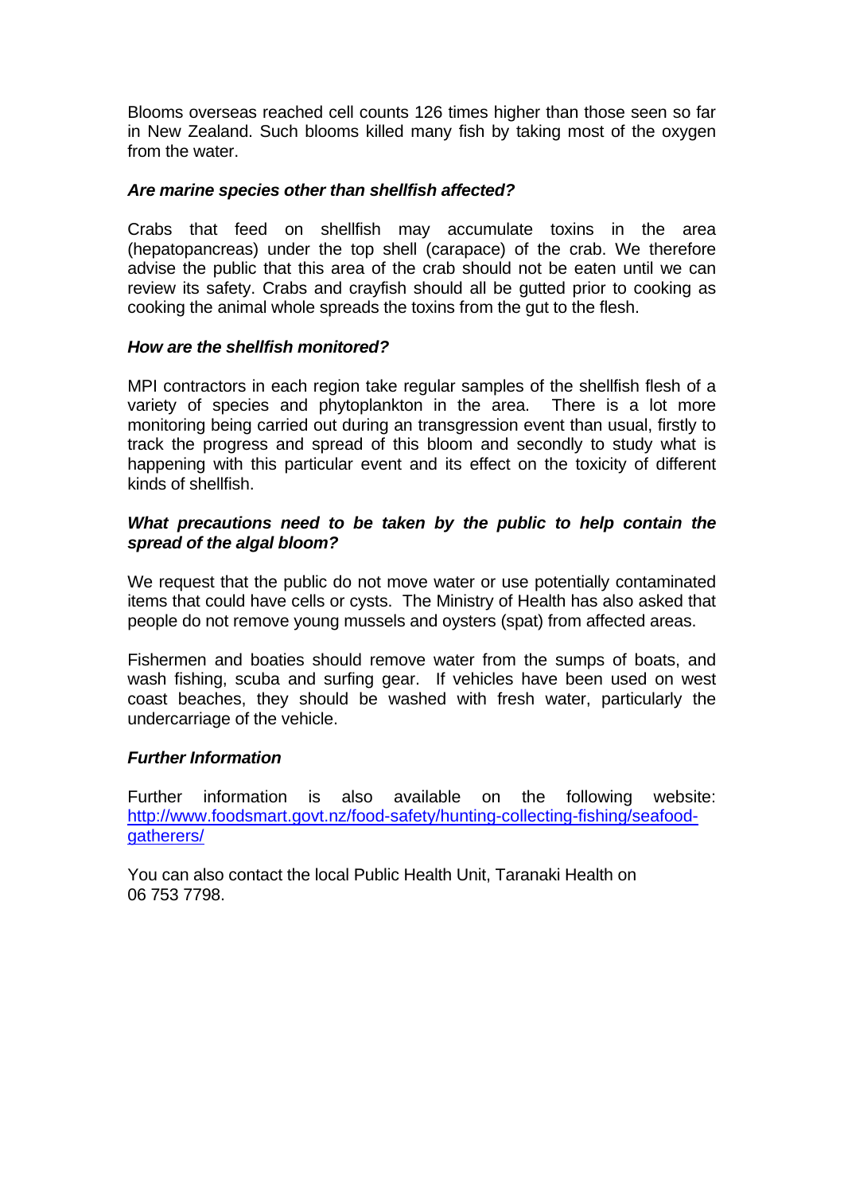Blooms overseas reached cell counts 126 times higher than those seen so far in New Zealand. Such blooms killed many fish by taking most of the oxygen from the water.

***Are marine species other than shellfish affected?***

Crabs that feed on shellfish may accumulate toxins in the area (hepatopancreas) under the top shell (carapace) of the crab. We therefore advise the public that this area of the crab should not be eaten until we can review its safety. Crabs and crayfish should all be gutted prior to cooking as cooking the animal whole spreads the toxins from the gut to the flesh.

***How are the shellfish monitored?***

MPI contractors in each region take regular samples of the shellfish flesh of a variety of species and phytoplankton in the area. There is a lot more monitoring being carried out during an transgression event than usual, firstly to track the progress and spread of this bloom and secondly to study what is happening with this particular event and its effect on the toxicity of different kinds of shellfish.

***What precautions need to be taken by the public to help contain the spread of the algal bloom?***

We request that the public do not move water or use potentially contaminated items that could have cells or cysts. The Ministry of Health has also asked that people do not remove young mussels and oysters (spat) from affected areas.

Fishermen and boaties should remove water from the sumps of boats, and wash fishing, scuba and surfing gear. If vehicles have been used on west coast beaches, they should be washed with fresh water, particularly the undercarriage of the vehicle.

***Further Information***

Further information is also available on the following website: [http://www.foodsmart.govt.nz/food-safety/hunting-collecting-fishing/seafood-gatherers/](http://www.foodsmart.govt.nz/food-safety/hunting-collecting-fishing/seafood-gatherers/)

You can also contact the local Public Health Unit, Taranaki Health on 06 753 7798.